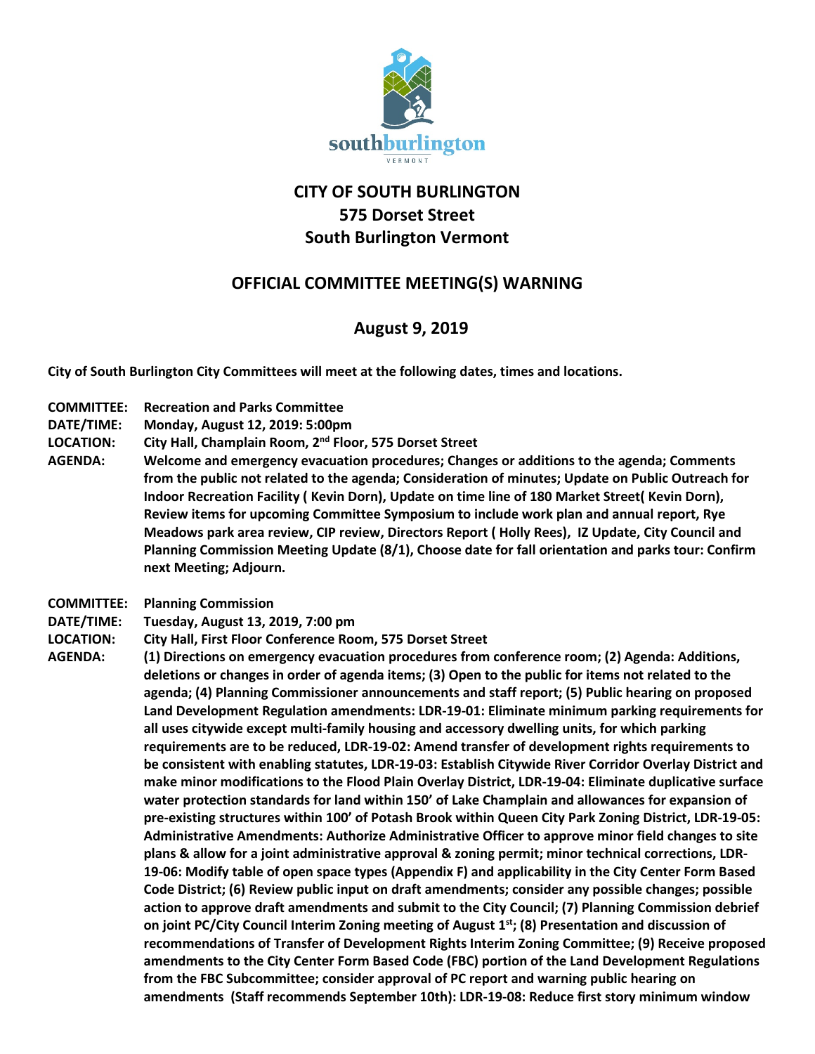# CITY OF SOUTH BURLINGTON
## 575 Dorset Street
## South Burlington Vermont

## OFFICIAL COMMITTEE MEETING(S) WARNING

## August 9, 2019

**City of South Burlington City Committees will meet at the following dates, times and locations.**

**COMMITTEE:** **Recreation and Parks Committee**
**DATE/TIME:** **Monday, August 12, 2019: 5:00pm**
**LOCATION:** **City Hall, Champlain Room, 2nd Floor, 575 Dorset Street**
**AGENDA:** **Welcome and emergency evacuation procedures; Changes or additions to the agenda; Comments from the public not related to the agenda; Consideration of minutes; Update on Public Outreach for Indoor Recreation Facility ( Kevin Dorn), Update on time line of 180 Market Street( Kevin Dorn), Review items for upcoming Committee Symposium to include work plan and annual report, Rye Meadows park area review, CIP review, Directors Report ( Holly Rees), IZ Update, City Council and Planning Commission Meeting Update (8/1), Choose date for fall orientation and parks tour: Confirm next Meeting; Adjourn.**

**COMMITTEE:** **Planning Commission**
**DATE/TIME:** **Tuesday, August 13, 2019, 7:00 pm**
**LOCATION:** **City Hall, First Floor Conference Room, 575 Dorset Street**
**AGENDA:** **(1) Directions on emergency evacuation procedures from conference room; (2) Agenda: Additions, deletions or changes in order of agenda items; (3) Open to the public for items not related to the agenda; (4) Planning Commissioner announcements and staff report; (5) Public hearing on proposed Land Development Regulation amendments: LDR-19-01: Eliminate minimum parking requirements for all uses citywide except multi-family housing and accessory dwelling units, for which parking requirements are to be reduced, LDR-19-02: Amend transfer of development rights requirements to be consistent with enabling statutes, LDR-19-03: Establish Citywide River Corridor Overlay District and make minor modifications to the Flood Plain Overlay District, LDR-19-04: Eliminate duplicative surface water protection standards for land within 150' of Lake Champlain and allowances for expansion of pre-existing structures within 100' of Potash Brook within Queen City Park Zoning District, LDR-19-05: Administrative Amendments: Authorize Administrative Officer to approve minor field changes to site plans & allow for a joint administrative approval & zoning permit; minor technical corrections, LDR-19-06: Modify table of open space types (Appendix F) and applicability in the City Center Form Based Code District; (6) Review public input on draft amendments; consider any possible changes; possible action to approve draft amendments and submit to the City Council; (7) Planning Commission debrief on joint PC/City Council Interim Zoning meeting of August 1st; (8) Presentation and discussion of recommendations of Transfer of Development Rights Interim Zoning Committee; (9) Receive proposed amendments to the City Center Form Based Code (FBC) portion of the Land Development Regulations from the FBC Subcommittee; consider approval of PC report and warning public hearing on amendments (Staff recommends September 10th): LDR-19-08: Reduce first story minimum window**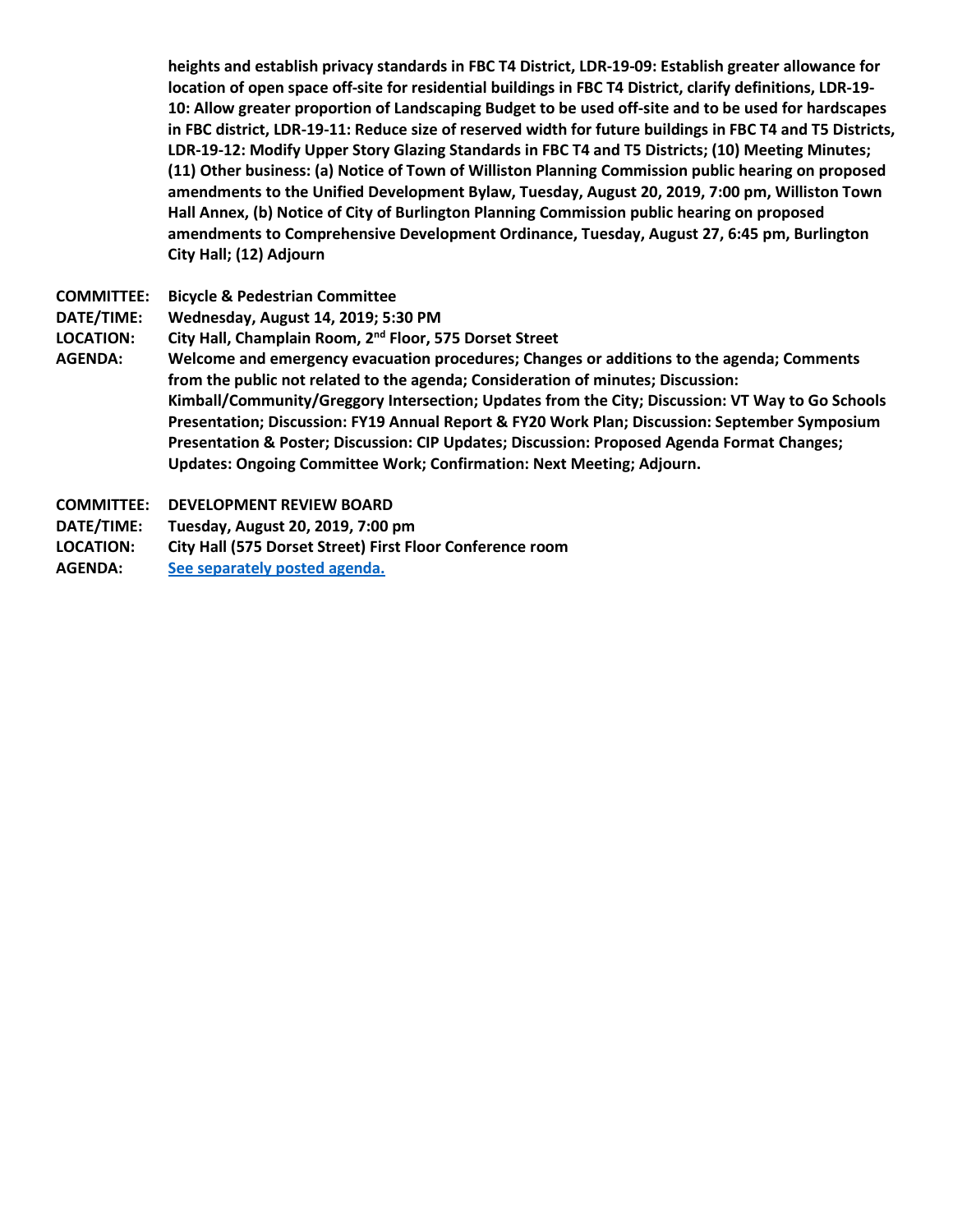**heights and establish privacy standards in FBC T4 District, LDR-19-09: Establish greater allowance for location of open space off-site for residential buildings in FBC T4 District, clarify definitions, LDR-19-10: Allow greater proportion of Landscaping Budget to be used off-site and to be used for hardscapes in FBC district, LDR-19-11: Reduce size of reserved width for future buildings in FBC T4 and T5 Districts, LDR-19-12: Modify Upper Story Glazing Standards in FBC T4 and T5 Districts; (10) Meeting Minutes; (11) Other business: (a) Notice of Town of Williston Planning Commission public hearing on proposed amendments to the Unified Development Bylaw, Tuesday, August 20, 2019, 7:00 pm, Williston Town Hall Annex, (b) Notice of City of Burlington Planning Commission public hearing on proposed amendments to Comprehensive Development Ordinance, Tuesday, August 27, 6:45 pm, Burlington City Hall; (12) Adjourn**

**COMMITTEE:** **Bicycle & Pedestrian Committee**
**DATE/TIME:** **Wednesday, August 14, 2019; 5:30 PM**
**LOCATION:** **City Hall, Champlain Room, 2nd Floor, 575 Dorset Street**
**AGENDA:** **Welcome and emergency evacuation procedures; Changes or additions to the agenda; Comments from the public not related to the agenda; Consideration of minutes; Discussion: Kimball/Community/Greggory Intersection; Updates from the City; Discussion: VT Way to Go Schools Presentation; Discussion: FY19 Annual Report & FY20 Work Plan; Discussion: September Symposium Presentation & Poster; Discussion: CIP Updates; Discussion: Proposed Agenda Format Changes; Updates: Ongoing Committee Work; Confirmation: Next Meeting; Adjourn.**

**COMMITTEE:** **DEVELOPMENT REVIEW BOARD**
**DATE/TIME:** **Tuesday, August 20, 2019, 7:00 pm**
**LOCATION:** **City Hall (575 Dorset Street) First Floor Conference room**
**AGENDA:** **See separately posted agenda.**